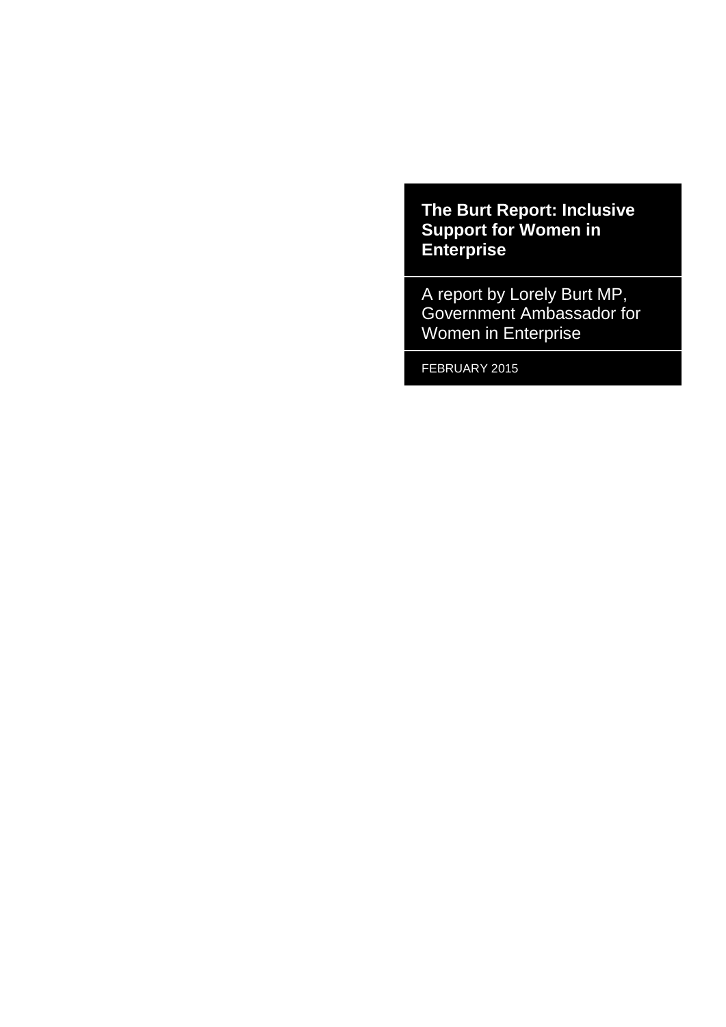# The Burt Report: Inclusive Support for Women in Enterprise

A report by Lorely Burt MP, Government Ambassador for Women in Enterprise

FEBRUARY 2015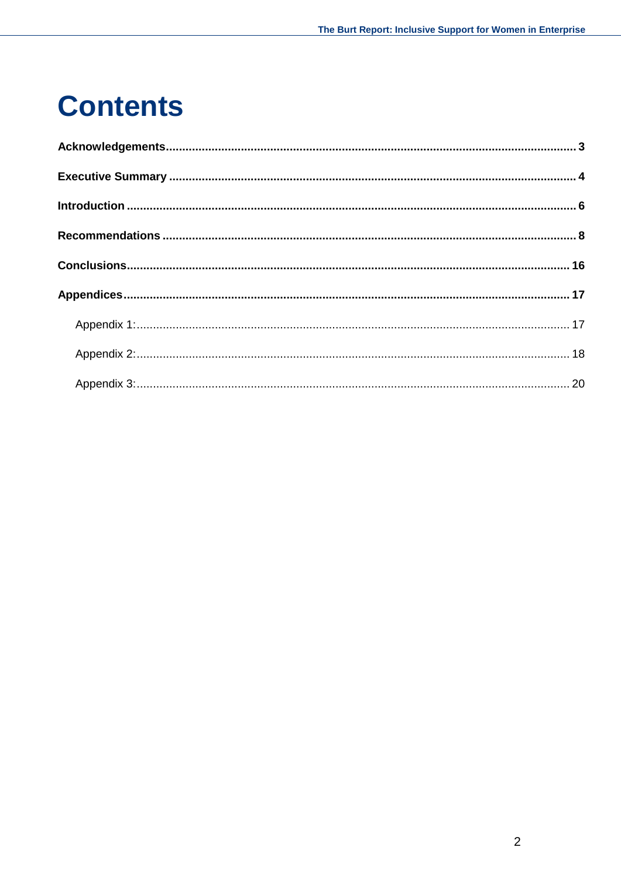# Contents

**Acknowledgements** ........................................................................ **3**

**Executive Summary** ........................................................................ **4**

**Introduction** ........................................................................ **6**

**Recommendations** ........................................................................ **8**

**Conclusions** ........................................................................ **16**

**Appendices** ........................................................................ **17**

- Appendix 1: ........................................................................ 17
- Appendix 2: ........................................................................ 18
- Appendix 3: ........................................................................ 20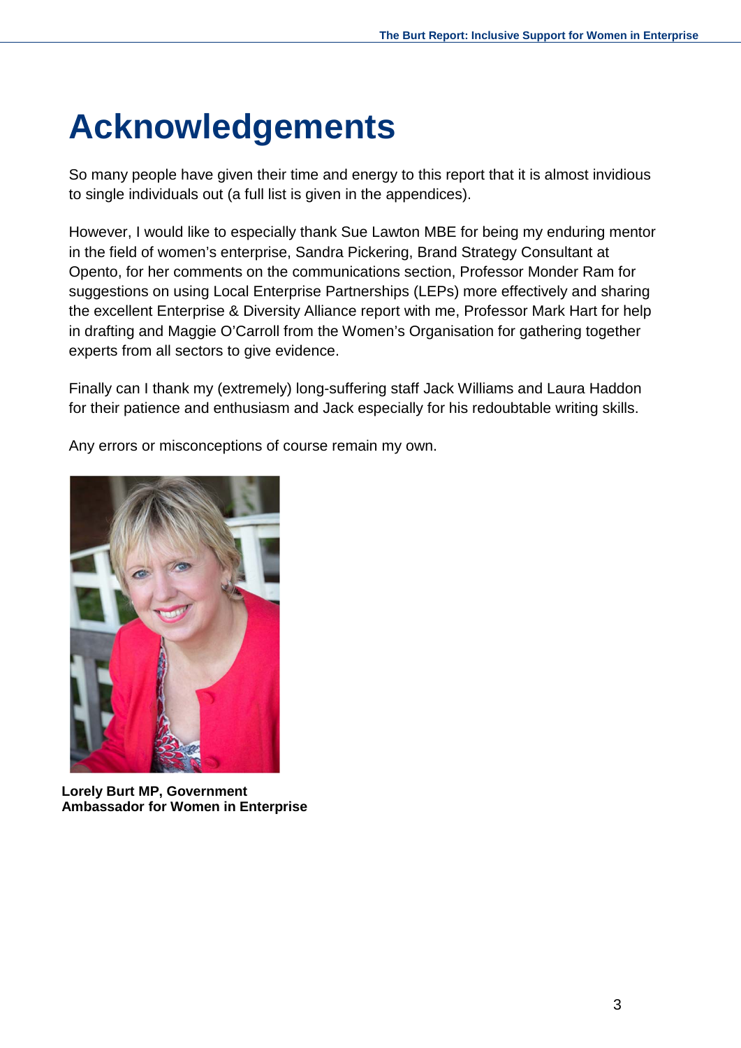# Acknowledgements

So many people have given their time and energy to this report that it is almost invidious to single individuals out (a full list is given in the appendices).

However, I would like to especially thank Sue Lawton MBE for being my enduring mentor in the field of women's enterprise, Sandra Pickering, Brand Strategy Consultant at Opento, for her comments on the communications section, Professor Monder Ram for suggestions on using Local Enterprise Partnerships (LEPs) more effectively and sharing the excellent Enterprise & Diversity Alliance report with me, Professor Mark Hart for help in drafting and Maggie O'Carroll from the Women's Organisation for gathering together experts from all sectors to give evidence.

Finally can I thank my (extremely) long-suffering staff Jack Williams and Laura Haddon for their patience and enthusiasm and Jack especially for his redoubtable writing skills.

Any errors or misconceptions of course remain my own.

**Lorely Burt MP, Government Ambassador for Women in Enterprise**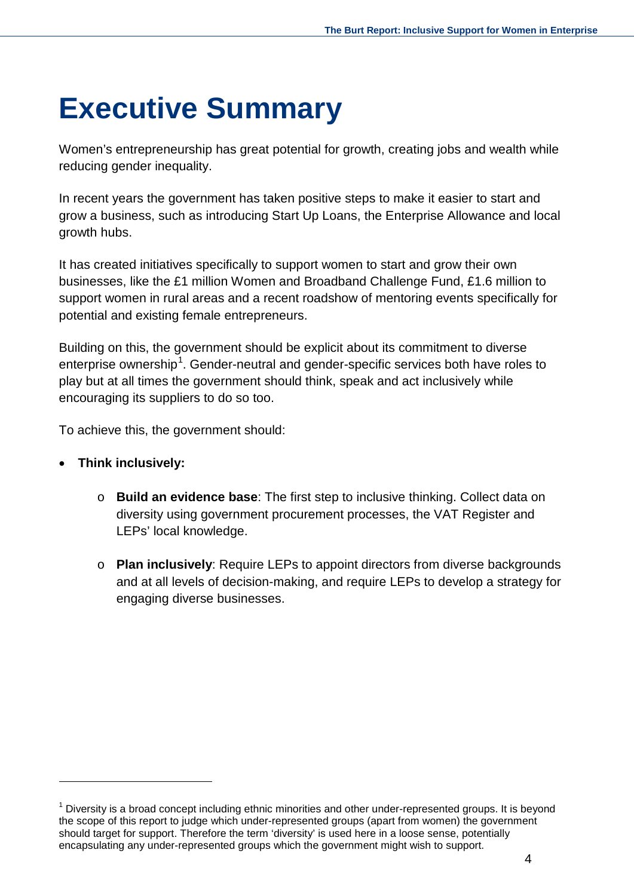# Executive Summary

Women's entrepreneurship has great potential for growth, creating jobs and wealth while reducing gender inequality.

In recent years the government has taken positive steps to make it easier to start and grow a business, such as introducing Start Up Loans, the Enterprise Allowance and local growth hubs.

It has created initiatives specifically to support women to start and grow their own businesses, like the £1 million Women and Broadband Challenge Fund, £1.6 million to support women in rural areas and a recent roadshow of mentoring events specifically for potential and existing female entrepreneurs.

Building on this, the government should be explicit about its commitment to diverse enterprise ownership[1]. Gender-neutral and gender-specific services both have roles to play but at all times the government should think, speak and act inclusively while encouraging its suppliers to do so too.

To achieve this, the government should:

- **Think inclusively:**
  - **Build an evidence base**: The first step to inclusive thinking. Collect data on diversity using government procurement processes, the VAT Register and LEPs' local knowledge.
  - **Plan inclusively**: Require LEPs to appoint directors from diverse backgrounds and at all levels of decision-making, and require LEPs to develop a strategy for engaging diverse businesses.

[1] Diversity is a broad concept including ethnic minorities and other under-represented groups. It is beyond the scope of this report to judge which under-represented groups (apart from women) the government should target for support. Therefore the term 'diversity' is used here in a loose sense, potentially encapsulating any under-represented groups which the government might wish to support.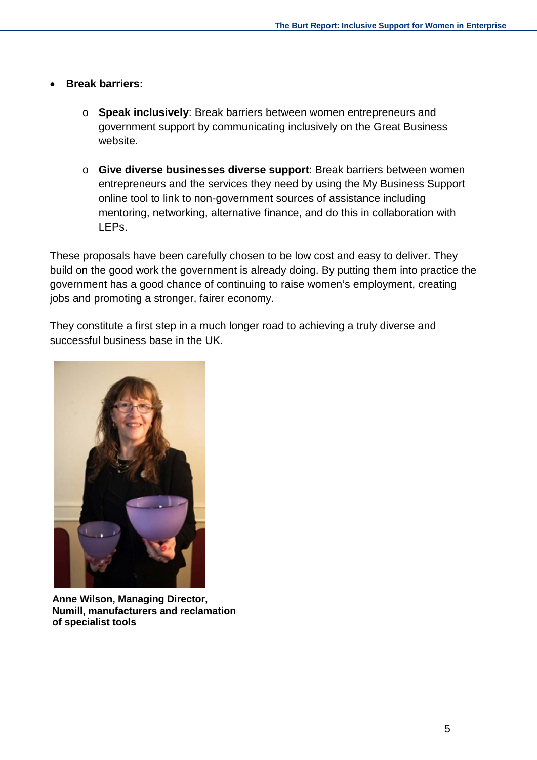- **Break barriers:**

    - **Speak inclusively**: Break barriers between women entrepreneurs and government support by communicating inclusively on the Great Business website.

    - **Give diverse businesses diverse support**: Break barriers between women entrepreneurs and the services they need by using the My Business Support online tool to link to non-government sources of assistance including mentoring, networking, alternative finance, and do this in collaboration with LEPs.

These proposals have been carefully chosen to be low cost and easy to deliver. They build on the good work the government is already doing. By putting them into practice the government has a good chance of continuing to raise women's employment, creating jobs and promoting a stronger, fairer economy.

They constitute a first step in a much longer road to achieving a truly diverse and successful business base in the UK.

**Anne Wilson, Managing Director, Numill, manufacturers and reclamation of specialist tools**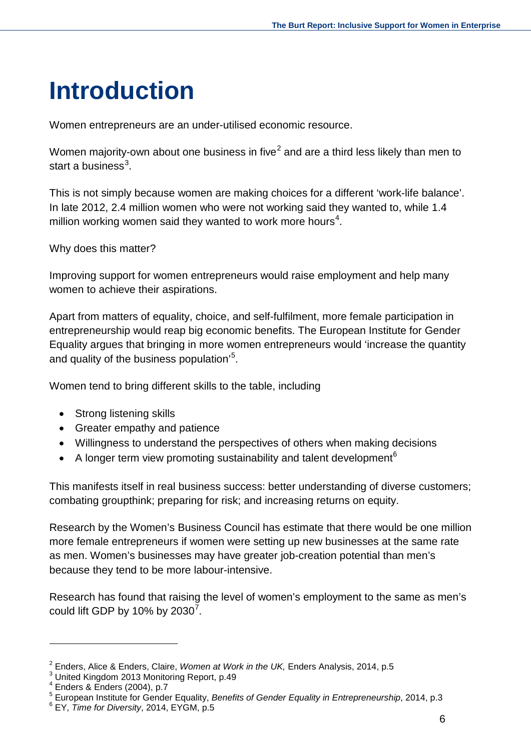# Introduction

Women entrepreneurs are an under-utilised economic resource.

Women majority-own about one business in five[2] and are a third less likely than men to start a business[3].

This is not simply because women are making choices for a different 'work-life balance'. In late 2012, 2.4 million women who were not working said they wanted to, while 1.4 million working women said they wanted to work more hours[4].

Why does this matter?

Improving support for women entrepreneurs would raise employment and help many women to achieve their aspirations.

Apart from matters of equality, choice, and self-fulfilment, more female participation in entrepreneurship would reap big economic benefits. The European Institute for Gender Equality argues that bringing in more women entrepreneurs would 'increase the quantity and quality of the business population'[5].

Women tend to bring different skills to the table, including

- Strong listening skills
- Greater empathy and patience
- Willingness to understand the perspectives of others when making decisions
- A longer term view promoting sustainability and talent development[6]

This manifests itself in real business success: better understanding of diverse customers; combating groupthink; preparing for risk; and increasing returns on equity.

Research by the Women's Business Council has estimate that there would be one million more female entrepreneurs if women were setting up new businesses at the same rate as men. Women's businesses may have greater job-creation potential than men's because they tend to be more labour-intensive.

Research has found that raising the level of women's employment to the same as men's could lift GDP by 10% by 2030[7].

---

[2] Enders, Alice & Enders, Claire, *Women at Work in the UK,* Enders Analysis, 2014, p.5
[3] United Kingdom 2013 Monitoring Report, p.49
[4] Enders & Enders (2004), p.7
[5] European Institute for Gender Equality, *Benefits of Gender Equality in Entrepreneurship*, 2014, p.3
[6] EY, *Time for Diversity*, 2014, EYGM, p.5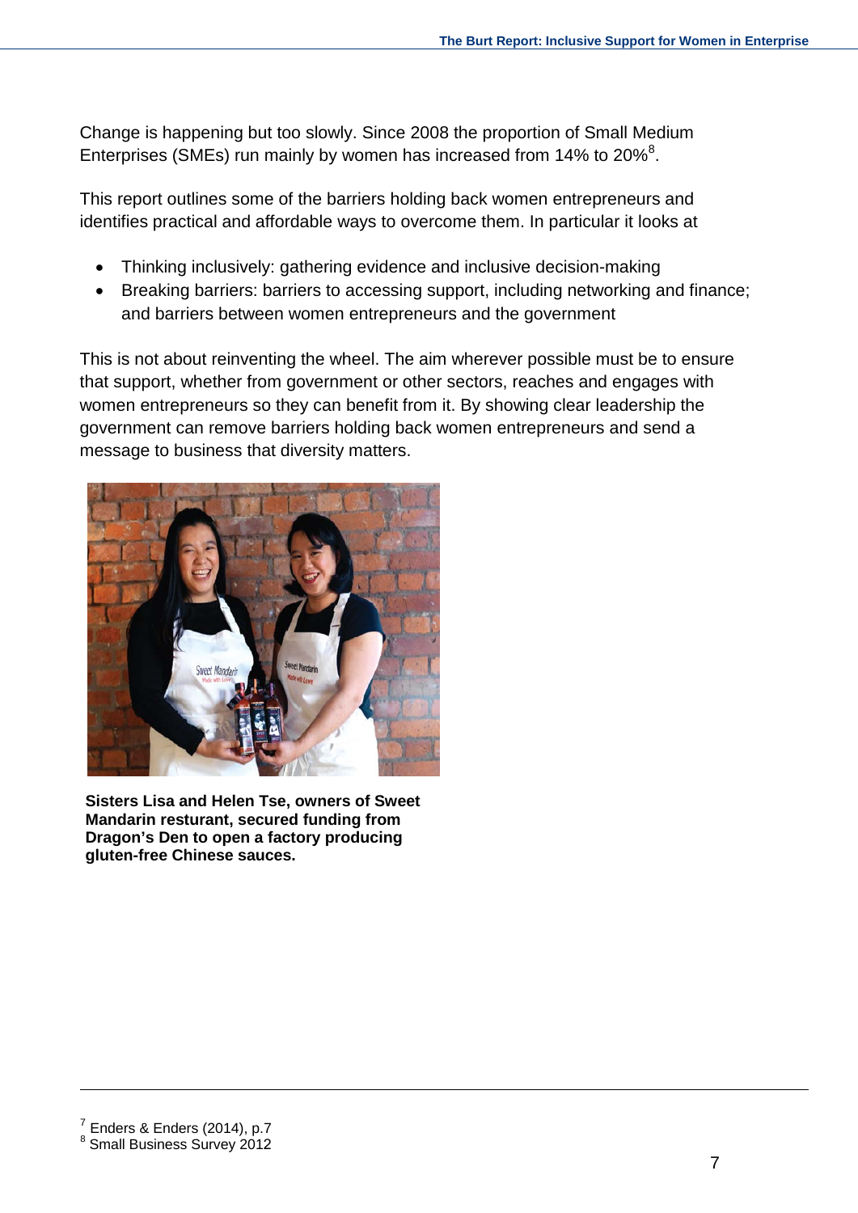Change is happening but too slowly. Since 2008 the proportion of Small Medium Enterprises (SMEs) run mainly by women has increased from 14% to 20%[8].

This report outlines some of the barriers holding back women entrepreneurs and identifies practical and affordable ways to overcome them. In particular it looks at

- Thinking inclusively: gathering evidence and inclusive decision-making
- Breaking barriers: barriers to accessing support, including networking and finance; and barriers between women entrepreneurs and the government

This is not about reinventing the wheel. The aim wherever possible must be to ensure that support, whether from government or other sectors, reaches and engages with women entrepreneurs so they can benefit from it. By showing clear leadership the government can remove barriers holding back women entrepreneurs and send a message to business that diversity matters.

**Sisters Lisa and Helen Tse, owners of Sweet Mandarin resturant, secured funding from Dragon's Den to open a factory producing gluten-free Chinese sauces.**

---

[7] Enders & Enders (2014), p.7

[8] Small Business Survey 2012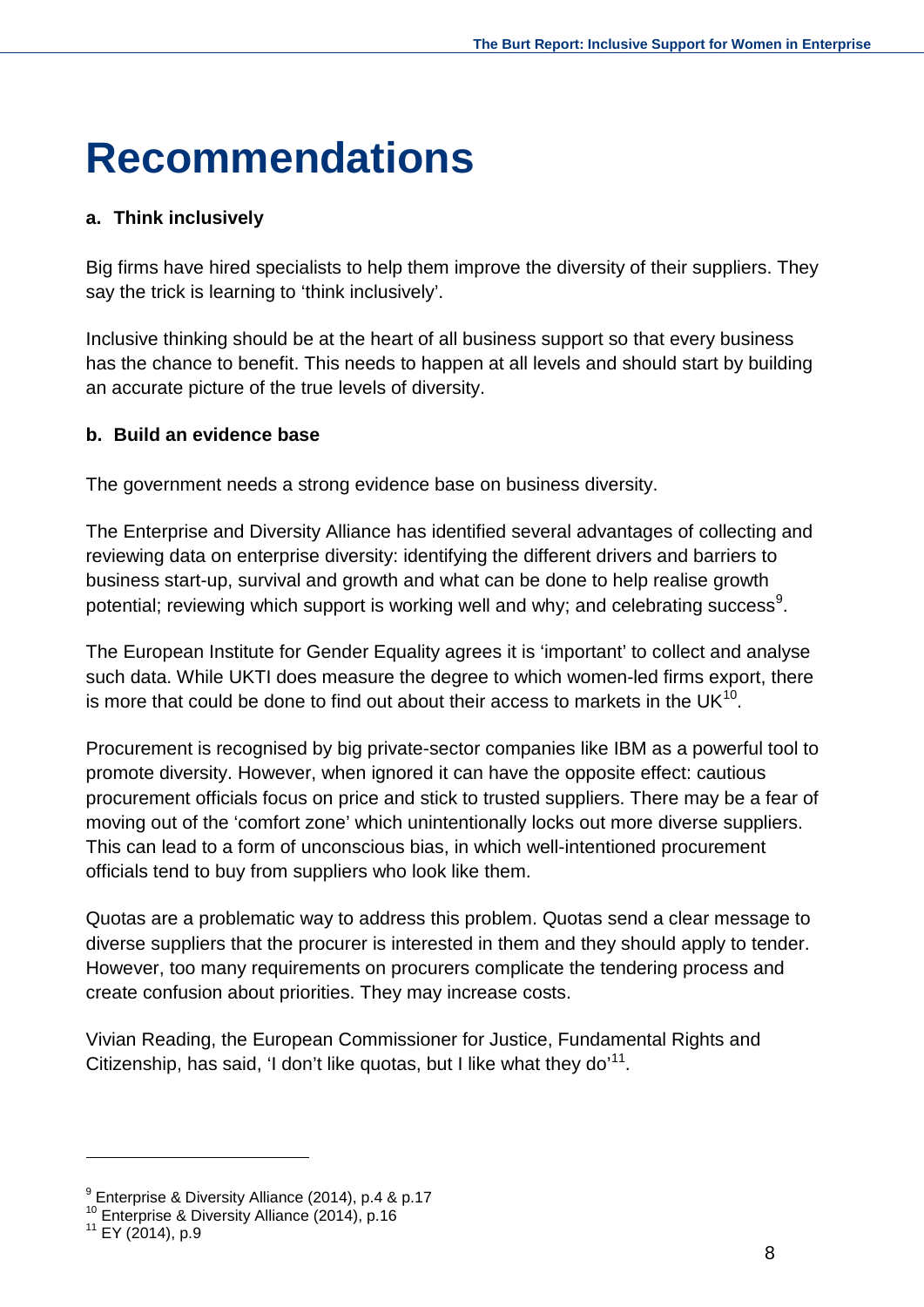# Recommendations

**a. Think inclusively**

Big firms have hired specialists to help them improve the diversity of their suppliers. They say the trick is learning to 'think inclusively'.

Inclusive thinking should be at the heart of all business support so that every business has the chance to benefit. This needs to happen at all levels and should start by building an accurate picture of the true levels of diversity.

**b. Build an evidence base**

The government needs a strong evidence base on business diversity.

The Enterprise and Diversity Alliance has identified several advantages of collecting and reviewing data on enterprise diversity: identifying the different drivers and barriers to business start-up, survival and growth and what can be done to help realise growth potential; reviewing which support is working well and why; and celebrating success[9].

The European Institute for Gender Equality agrees it is 'important' to collect and analyse such data. While UKTI does measure the degree to which women-led firms export, there is more that could be done to find out about their access to markets in the UK[10].

Procurement is recognised by big private-sector companies like IBM as a powerful tool to promote diversity. However, when ignored it can have the opposite effect: cautious procurement officials focus on price and stick to trusted suppliers. There may be a fear of moving out of the 'comfort zone' which unintentionally locks out more diverse suppliers. This can lead to a form of unconscious bias, in which well-intentioned procurement officials tend to buy from suppliers who look like them.

Quotas are a problematic way to address this problem. Quotas send a clear message to diverse suppliers that the procurer is interested in them and they should apply to tender. However, too many requirements on procurers complicate the tendering process and create confusion about priorities. They may increase costs.

Vivian Reading, the European Commissioner for Justice, Fundamental Rights and Citizenship, has said, 'I don't like quotas, but I like what they do'[11].

---

[9] Enterprise & Diversity Alliance (2014), p.4 & p.17
[10] Enterprise & Diversity Alliance (2014), p.16
[11] EY (2014), p.9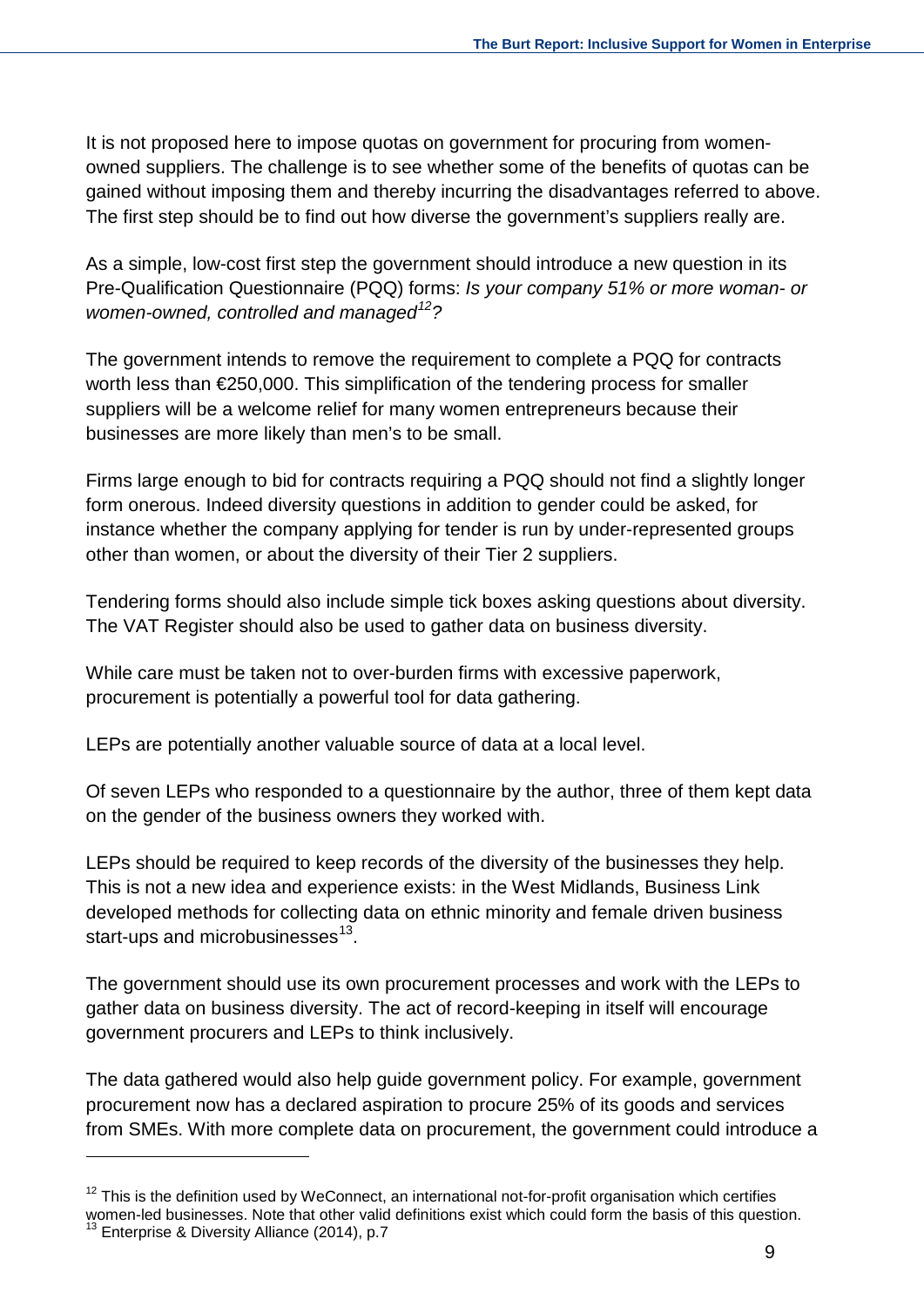It is not proposed here to impose quotas on government for procuring from women-owned suppliers. The challenge is to see whether some of the benefits of quotas can be gained without imposing them and thereby incurring the disadvantages referred to above. The first step should be to find out how diverse the government's suppliers really are.

As a simple, low-cost first step the government should introduce a new question in its Pre-Qualification Questionnaire (PQQ) forms: *Is your company 51% or more woman- or women-owned, controlled and managed[12]?*

The government intends to remove the requirement to complete a PQQ for contracts worth less than €250,000. This simplification of the tendering process for smaller suppliers will be a welcome relief for many women entrepreneurs because their businesses are more likely than men's to be small.

Firms large enough to bid for contracts requiring a PQQ should not find a slightly longer form onerous. Indeed diversity questions in addition to gender could be asked, for instance whether the company applying for tender is run by under-represented groups other than women, or about the diversity of their Tier 2 suppliers.

Tendering forms should also include simple tick boxes asking questions about diversity. The VAT Register should also be used to gather data on business diversity.

While care must be taken not to over-burden firms with excessive paperwork, procurement is potentially a powerful tool for data gathering.

LEPs are potentially another valuable source of data at a local level.

Of seven LEPs who responded to a questionnaire by the author, three of them kept data on the gender of the business owners they worked with.

LEPs should be required to keep records of the diversity of the businesses they help. This is not a new idea and experience exists: in the West Midlands, Business Link developed methods for collecting data on ethnic minority and female driven business start-ups and microbusinesses[13].

The government should use its own procurement processes and work with the LEPs to gather data on business diversity. The act of record-keeping in itself will encourage government procurers and LEPs to think inclusively.

The data gathered would also help guide government policy. For example, government procurement now has a declared aspiration to procure 25% of its goods and services from SMEs. With more complete data on procurement, the government could introduce a

---

[12] This is the definition used by WeConnect, an international not-for-profit organisation which certifies women-led businesses. Note that other valid definitions exist which could form the basis of this question.

[13] Enterprise & Diversity Alliance (2014), p.7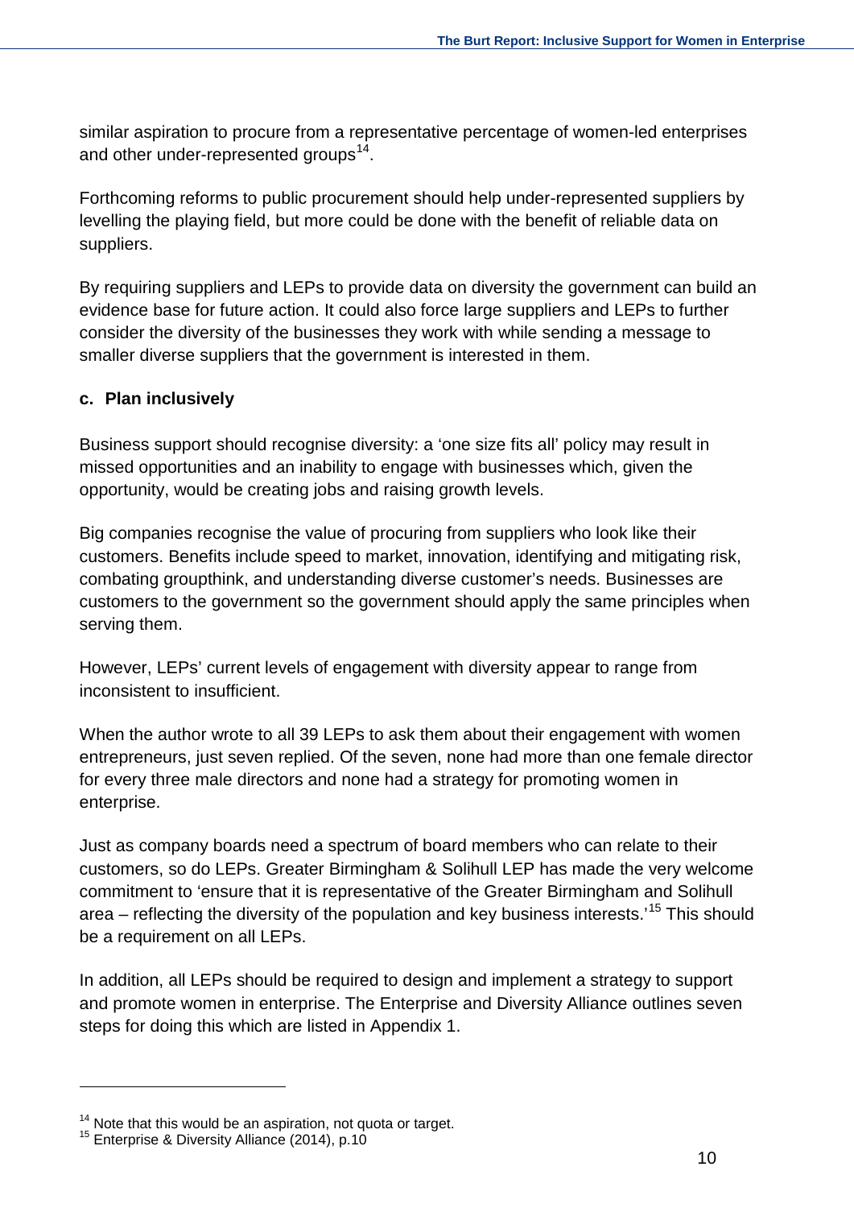similar aspiration to procure from a representative percentage of women-led enterprises and other under-represented groups[14].

Forthcoming reforms to public procurement should help under-represented suppliers by levelling the playing field, but more could be done with the benefit of reliable data on suppliers.

By requiring suppliers and LEPs to provide data on diversity the government can build an evidence base for future action. It could also force large suppliers and LEPs to further consider the diversity of the businesses they work with while sending a message to smaller diverse suppliers that the government is interested in them.

#### c. Plan inclusively

Business support should recognise diversity: a 'one size fits all' policy may result in missed opportunities and an inability to engage with businesses which, given the opportunity, would be creating jobs and raising growth levels.

Big companies recognise the value of procuring from suppliers who look like their customers. Benefits include speed to market, innovation, identifying and mitigating risk, combating groupthink, and understanding diverse customer's needs. Businesses are customers to the government so the government should apply the same principles when serving them.

However, LEPs' current levels of engagement with diversity appear to range from inconsistent to insufficient.

When the author wrote to all 39 LEPs to ask them about their engagement with women entrepreneurs, just seven replied. Of the seven, none had more than one female director for every three male directors and none had a strategy for promoting women in enterprise.

Just as company boards need a spectrum of board members who can relate to their customers, so do LEPs. Greater Birmingham & Solihull LEP has made the very welcome commitment to 'ensure that it is representative of the Greater Birmingham and Solihull area – reflecting the diversity of the population and key business interests.'[15] This should be a requirement on all LEPs.

In addition, all LEPs should be required to design and implement a strategy to support and promote women in enterprise. The Enterprise and Diversity Alliance outlines seven steps for doing this which are listed in Appendix 1.

---

[14] Note that this would be an aspiration, not quota or target.
[15] Enterprise & Diversity Alliance (2014), p.10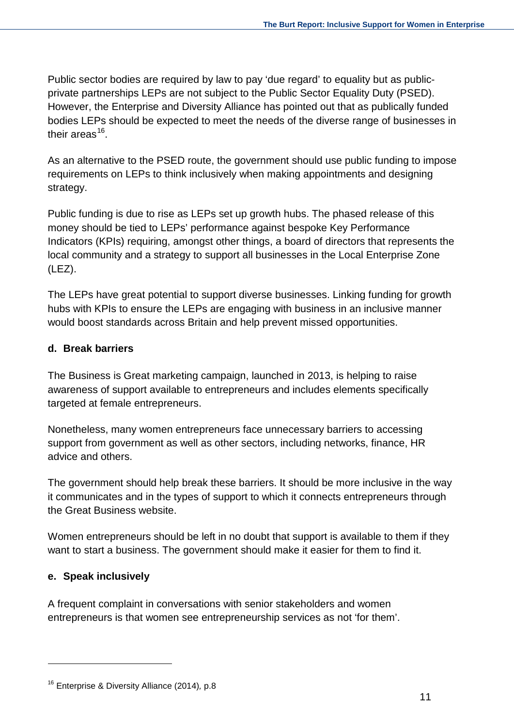Public sector bodies are required by law to pay 'due regard' to equality but as public-private partnerships LEPs are not subject to the Public Sector Equality Duty (PSED). However, the Enterprise and Diversity Alliance has pointed out that as publically funded bodies LEPs should be expected to meet the needs of the diverse range of businesses in their areas[16].

As an alternative to the PSED route, the government should use public funding to impose requirements on LEPs to think inclusively when making appointments and designing strategy.

Public funding is due to rise as LEPs set up growth hubs. The phased release of this money should be tied to LEPs' performance against bespoke Key Performance Indicators (KPIs) requiring, amongst other things, a board of directors that represents the local community and a strategy to support all businesses in the Local Enterprise Zone (LEZ).

The LEPs have great potential to support diverse businesses. Linking funding for growth hubs with KPIs to ensure the LEPs are engaging with business in an inclusive manner would boost standards across Britain and help prevent missed opportunities.

### d. Break barriers

The Business is Great marketing campaign, launched in 2013, is helping to raise awareness of support available to entrepreneurs and includes elements specifically targeted at female entrepreneurs.

Nonetheless, many women entrepreneurs face unnecessary barriers to accessing support from government as well as other sectors, including networks, finance, HR advice and others.

The government should help break these barriers. It should be more inclusive in the way it communicates and in the types of support to which it connects entrepreneurs through the Great Business website.

Women entrepreneurs should be left in no doubt that support is available to them if they want to start a business. The government should make it easier for them to find it.

### e. Speak inclusively

A frequent complaint in conversations with senior stakeholders and women entrepreneurs is that women see entrepreneurship services as not 'for them'.

---

[16] Enterprise & Diversity Alliance (2014), p.8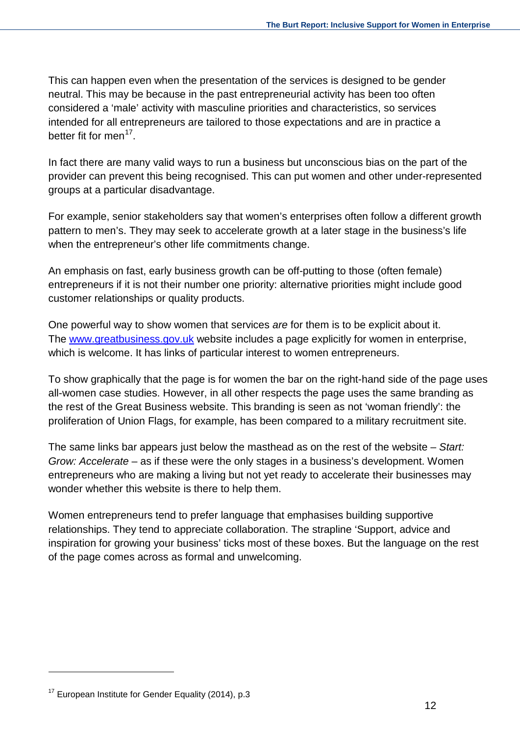This can happen even when the presentation of the services is designed to be gender neutral. This may be because in the past entrepreneurial activity has been too often considered a 'male' activity with masculine priorities and characteristics, so services intended for all entrepreneurs are tailored to those expectations and are in practice a better fit for men[17].

In fact there are many valid ways to run a business but unconscious bias on the part of the provider can prevent this being recognised. This can put women and other under-represented groups at a particular disadvantage.

For example, senior stakeholders say that women's enterprises often follow a different growth pattern to men's. They may seek to accelerate growth at a later stage in the business's life when the entrepreneur's other life commitments change.

An emphasis on fast, early business growth can be off-putting to those (often female) entrepreneurs if it is not their number one priority: alternative priorities might include good customer relationships or quality products.

One powerful way to show women that services *are* for them is to be explicit about it. The [www.greatbusiness.gov.uk](http://www.greatbusiness.gov.uk) website includes a page explicitly for women in enterprise, which is welcome. It has links of particular interest to women entrepreneurs.

To show graphically that the page is for women the bar on the right-hand side of the page uses all-women case studies. However, in all other respects the page uses the same branding as the rest of the Great Business website. This branding is seen as not 'woman friendly': the proliferation of Union Flags, for example, has been compared to a military recruitment site.

The same links bar appears just below the masthead as on the rest of the website – *Start: Grow: Accelerate* – as if these were the only stages in a business's development. Women entrepreneurs who are making a living but not yet ready to accelerate their businesses may wonder whether this website is there to help them.

Women entrepreneurs tend to prefer language that emphasises building supportive relationships. They tend to appreciate collaboration. The strapline 'Support, advice and inspiration for growing your business' ticks most of these boxes. But the language on the rest of the page comes across as formal and unwelcoming.

---

[17] European Institute for Gender Equality (2014), p.3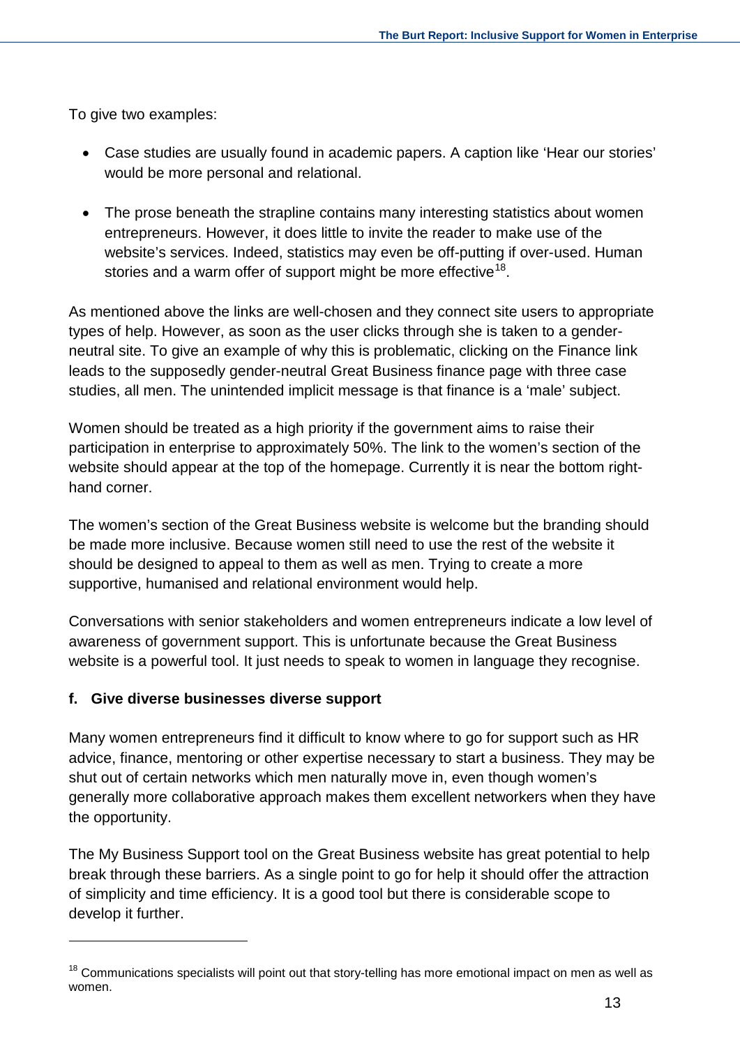To give two examples:

- Case studies are usually found in academic papers. A caption like 'Hear our stories' would be more personal and relational.
- The prose beneath the strapline contains many interesting statistics about women entrepreneurs. However, it does little to invite the reader to make use of the website's services. Indeed, statistics may even be off-putting if over-used. Human stories and a warm offer of support might be more effective[18].

As mentioned above the links are well-chosen and they connect site users to appropriate types of help. However, as soon as the user clicks through she is taken to a gender-neutral site. To give an example of why this is problematic, clicking on the Finance link leads to the supposedly gender-neutral Great Business finance page with three case studies, all men. The unintended implicit message is that finance is a 'male' subject.

Women should be treated as a high priority if the government aims to raise their participation in enterprise to approximately 50%. The link to the women's section of the website should appear at the top of the homepage. Currently it is near the bottom right-hand corner.

The women's section of the Great Business website is welcome but the branding should be made more inclusive. Because women still need to use the rest of the website it should be designed to appeal to them as well as men. Trying to create a more supportive, humanised and relational environment would help.

Conversations with senior stakeholders and women entrepreneurs indicate a low level of awareness of government support. This is unfortunate because the Great Business website is a powerful tool. It just needs to speak to women in language they recognise.

#### f. Give diverse businesses diverse support

Many women entrepreneurs find it difficult to know where to go for support such as HR advice, finance, mentoring or other expertise necessary to start a business. They may be shut out of certain networks which men naturally move in, even though women's generally more collaborative approach makes them excellent networkers when they have the opportunity.

The My Business Support tool on the Great Business website has great potential to help break through these barriers. As a single point to go for help it should offer the attraction of simplicity and time efficiency. It is a good tool but there is considerable scope to develop it further.

---

[18] Communications specialists will point out that story-telling has more emotional impact on men as well as women.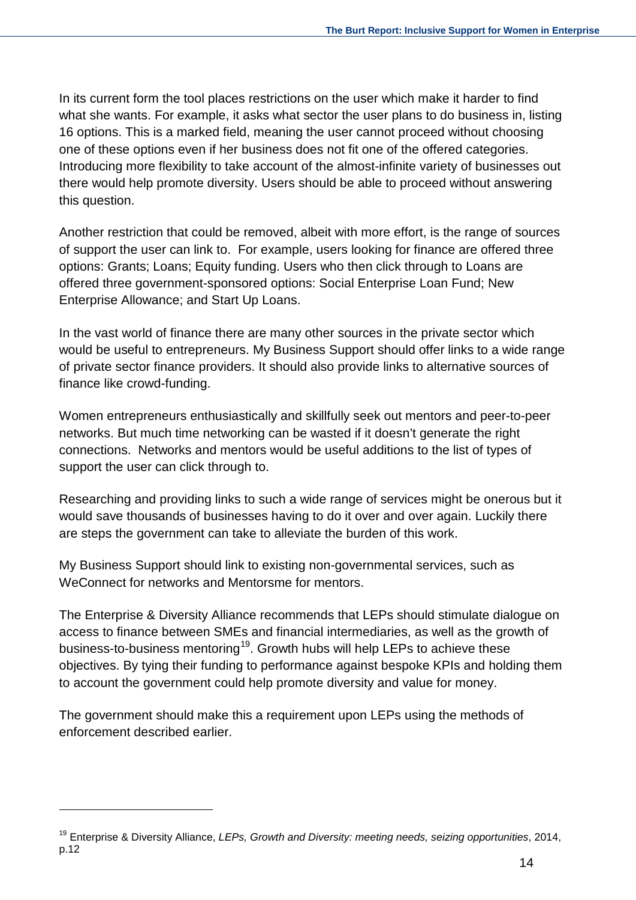In its current form the tool places restrictions on the user which make it harder to find what she wants. For example, it asks what sector the user plans to do business in, listing 16 options. This is a marked field, meaning the user cannot proceed without choosing one of these options even if her business does not fit one of the offered categories. Introducing more flexibility to take account of the almost-infinite variety of businesses out there would help promote diversity. Users should be able to proceed without answering this question.

Another restriction that could be removed, albeit with more effort, is the range of sources of support the user can link to. For example, users looking for finance are offered three options: Grants; Loans; Equity funding. Users who then click through to Loans are offered three government-sponsored options: Social Enterprise Loan Fund; New Enterprise Allowance; and Start Up Loans.

In the vast world of finance there are many other sources in the private sector which would be useful to entrepreneurs. My Business Support should offer links to a wide range of private sector finance providers. It should also provide links to alternative sources of finance like crowd-funding.

Women entrepreneurs enthusiastically and skillfully seek out mentors and peer-to-peer networks. But much time networking can be wasted if it doesn't generate the right connections. Networks and mentors would be useful additions to the list of types of support the user can click through to.

Researching and providing links to such a wide range of services might be onerous but it would save thousands of businesses having to do it over and over again. Luckily there are steps the government can take to alleviate the burden of this work.

My Business Support should link to existing non-governmental services, such as WeConnect for networks and Mentorsme for mentors.

The Enterprise & Diversity Alliance recommends that LEPs should stimulate dialogue on access to finance between SMEs and financial intermediaries, as well as the growth of business-to-business mentoring[19]. Growth hubs will help LEPs to achieve these objectives. By tying their funding to performance against bespoke KPIs and holding them to account the government could help promote diversity and value for money.

The government should make this a requirement upon LEPs using the methods of enforcement described earlier.

---

[19] Enterprise & Diversity Alliance, *LEPs, Growth and Diversity: meeting needs, seizing opportunities*, 2014, p.12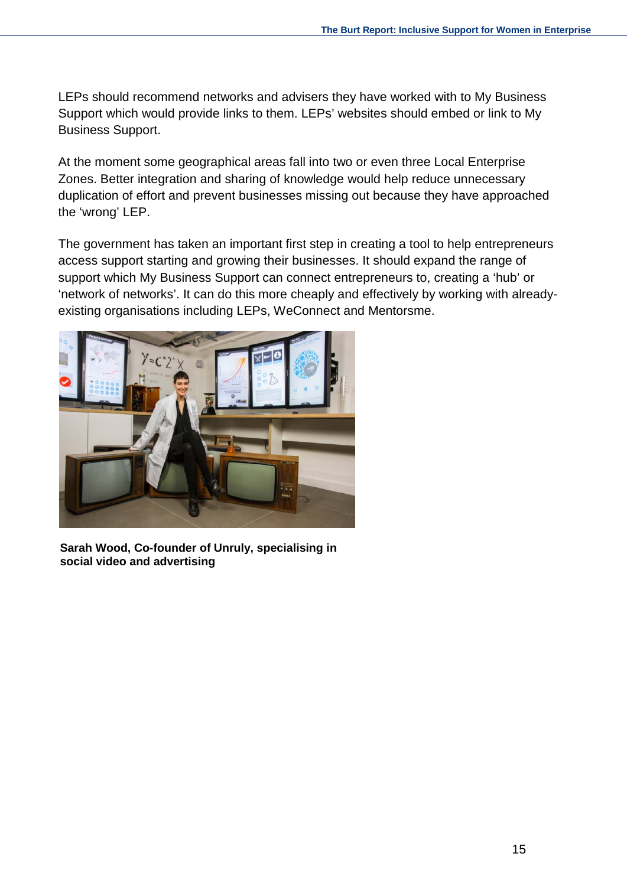LEPs should recommend networks and advisers they have worked with to My Business Support which would provide links to them. LEPs' websites should embed or link to My Business Support.

At the moment some geographical areas fall into two or even three Local Enterprise Zones. Better integration and sharing of knowledge would help reduce unnecessary duplication of effort and prevent businesses missing out because they have approached the 'wrong' LEP.

The government has taken an important first step in creating a tool to help entrepreneurs access support starting and growing their businesses. It should expand the range of support which My Business Support can connect entrepreneurs to, creating a 'hub' or 'network of networks'. It can do this more cheaply and effectively by working with already-existing organisations including LEPs, WeConnect and Mentorsme.

**Sarah Wood, Co-founder of Unruly, specialising in social video and advertising**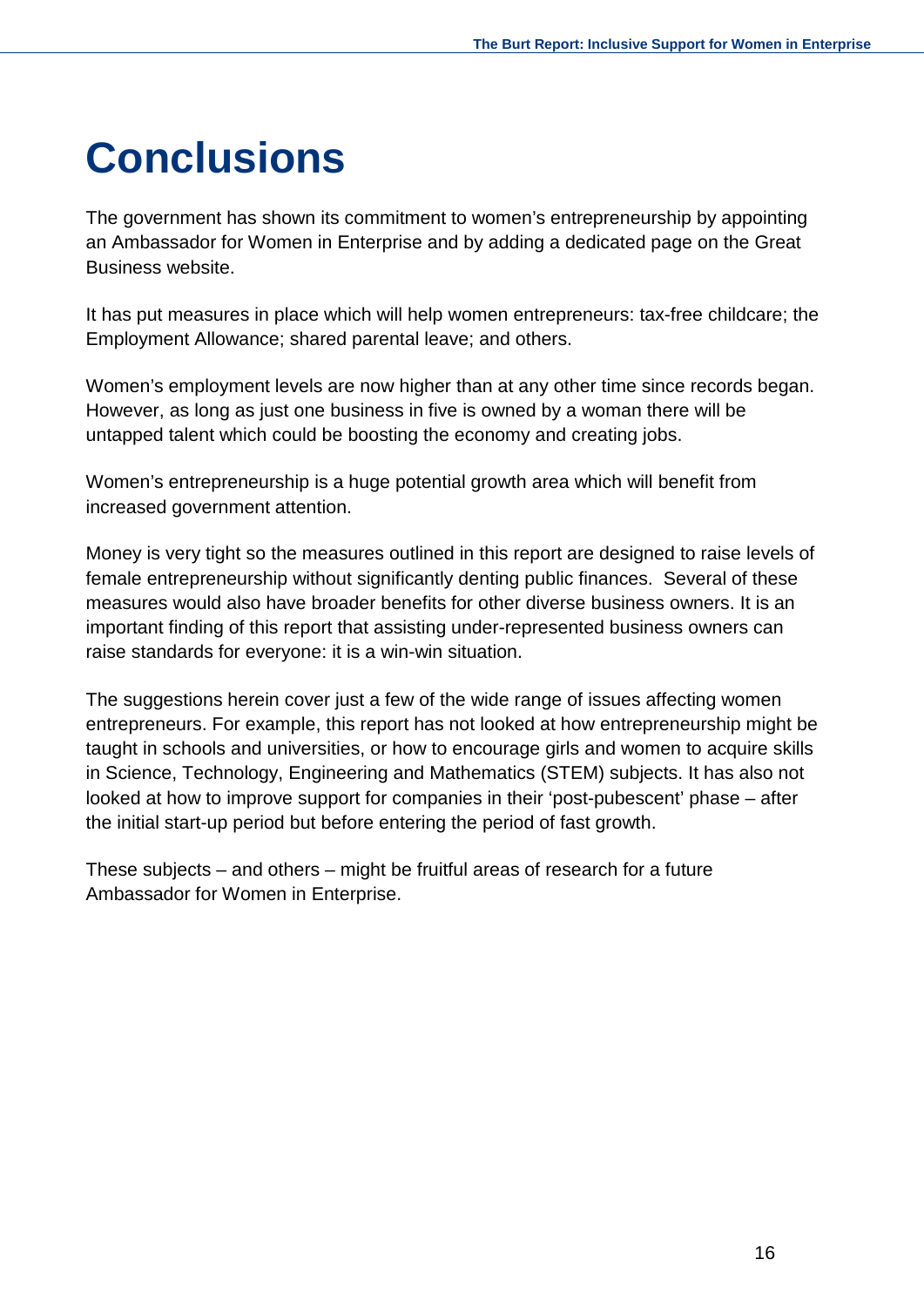# Conclusions

The government has shown its commitment to women's entrepreneurship by appointing an Ambassador for Women in Enterprise and by adding a dedicated page on the Great Business website.

It has put measures in place which will help women entrepreneurs: tax-free childcare; the Employment Allowance; shared parental leave; and others.

Women's employment levels are now higher than at any other time since records began. However, as long as just one business in five is owned by a woman there will be untapped talent which could be boosting the economy and creating jobs.

Women's entrepreneurship is a huge potential growth area which will benefit from increased government attention.

Money is very tight so the measures outlined in this report are designed to raise levels of female entrepreneurship without significantly denting public finances. Several of these measures would also have broader benefits for other diverse business owners. It is an important finding of this report that assisting under-represented business owners can raise standards for everyone: it is a win-win situation.

The suggestions herein cover just a few of the wide range of issues affecting women entrepreneurs. For example, this report has not looked at how entrepreneurship might be taught in schools and universities, or how to encourage girls and women to acquire skills in Science, Technology, Engineering and Mathematics (STEM) subjects. It has also not looked at how to improve support for companies in their 'post-pubescent' phase – after the initial start-up period but before entering the period of fast growth.

These subjects – and others – might be fruitful areas of research for a future Ambassador for Women in Enterprise.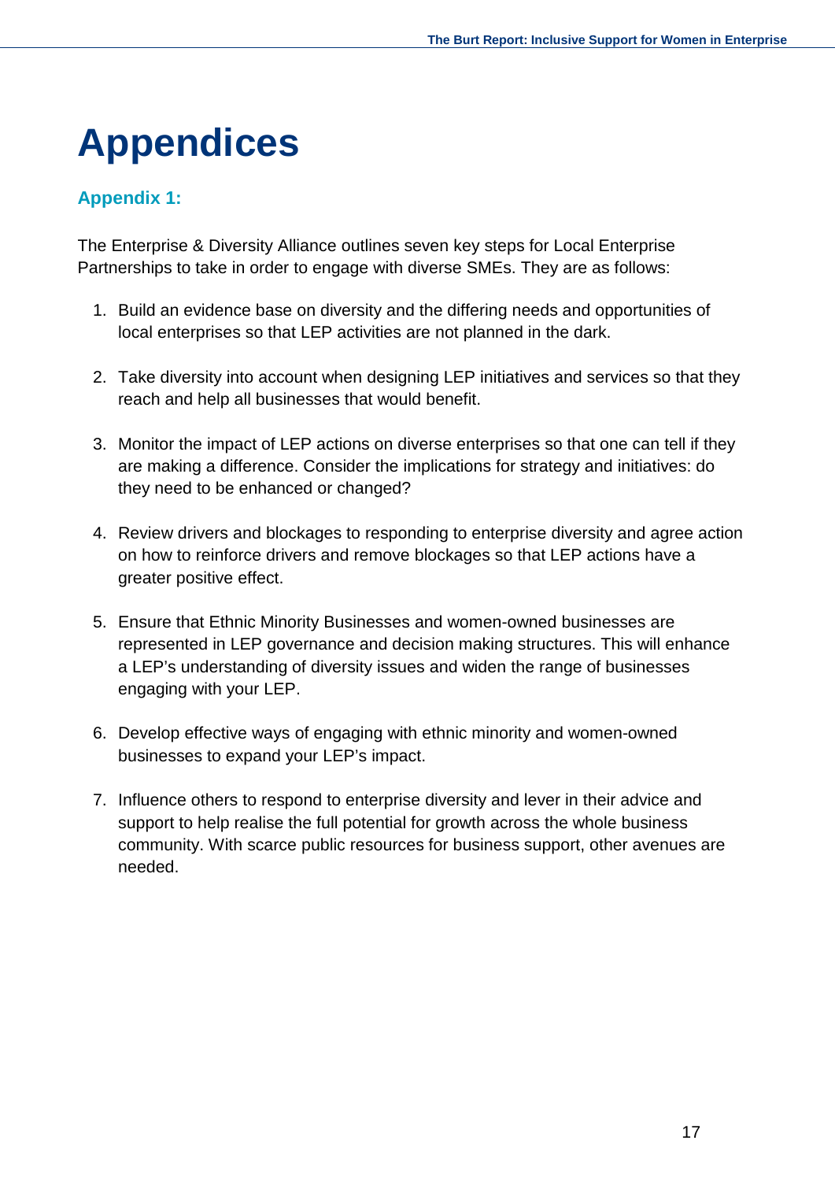# Appendices

## Appendix 1:

The Enterprise & Diversity Alliance outlines seven key steps for Local Enterprise Partnerships to take in order to engage with diverse SMEs. They are as follows:

1. Build an evidence base on diversity and the differing needs and opportunities of local enterprises so that LEP activities are not planned in the dark.

2. Take diversity into account when designing LEP initiatives and services so that they reach and help all businesses that would benefit.

3. Monitor the impact of LEP actions on diverse enterprises so that one can tell if they are making a difference. Consider the implications for strategy and initiatives: do they need to be enhanced or changed?

4. Review drivers and blockages to responding to enterprise diversity and agree action on how to reinforce drivers and remove blockages so that LEP actions have a greater positive effect.

5. Ensure that Ethnic Minority Businesses and women-owned businesses are represented in LEP governance and decision making structures. This will enhance a LEP's understanding of diversity issues and widen the range of businesses engaging with your LEP.

6. Develop effective ways of engaging with ethnic minority and women-owned businesses to expand your LEP's impact.

7. Influence others to respond to enterprise diversity and lever in their advice and support to help realise the full potential for growth across the whole business community. With scarce public resources for business support, other avenues are needed.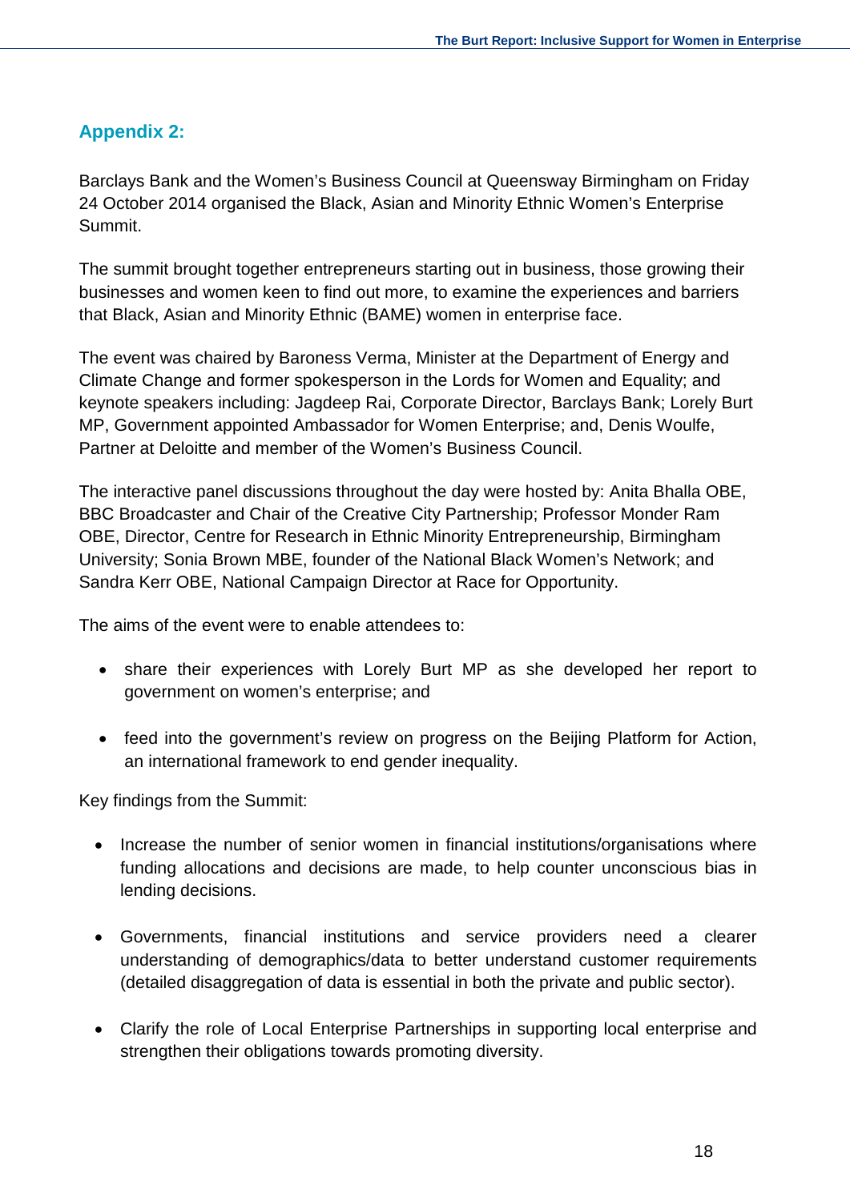## Appendix 2:

Barclays Bank and the Women's Business Council at Queensway Birmingham on Friday 24 October 2014 organised the Black, Asian and Minority Ethnic Women's Enterprise Summit.

The summit brought together entrepreneurs starting out in business, those growing their businesses and women keen to find out more, to examine the experiences and barriers that Black, Asian and Minority Ethnic (BAME) women in enterprise face.

The event was chaired by Baroness Verma, Minister at the Department of Energy and Climate Change and former spokesperson in the Lords for Women and Equality; and keynote speakers including: Jagdeep Rai, Corporate Director, Barclays Bank; Lorely Burt MP, Government appointed Ambassador for Women Enterprise; and, Denis Woulfe, Partner at Deloitte and member of the Women's Business Council.

The interactive panel discussions throughout the day were hosted by: Anita Bhalla OBE, BBC Broadcaster and Chair of the Creative City Partnership; Professor Monder Ram OBE, Director, Centre for Research in Ethnic Minority Entrepreneurship, Birmingham University; Sonia Brown MBE, founder of the National Black Women's Network; and Sandra Kerr OBE, National Campaign Director at Race for Opportunity.

The aims of the event were to enable attendees to:

- share their experiences with Lorely Burt MP as she developed her report to government on women's enterprise; and
- feed into the government's review on progress on the Beijing Platform for Action, an international framework to end gender inequality.

Key findings from the Summit:

- Increase the number of senior women in financial institutions/organisations where funding allocations and decisions are made, to help counter unconscious bias in lending decisions.
- Governments, financial institutions and service providers need a clearer understanding of demographics/data to better understand customer requirements (detailed disaggregation of data is essential in both the private and public sector).
- Clarify the role of Local Enterprise Partnerships in supporting local enterprise and strengthen their obligations towards promoting diversity.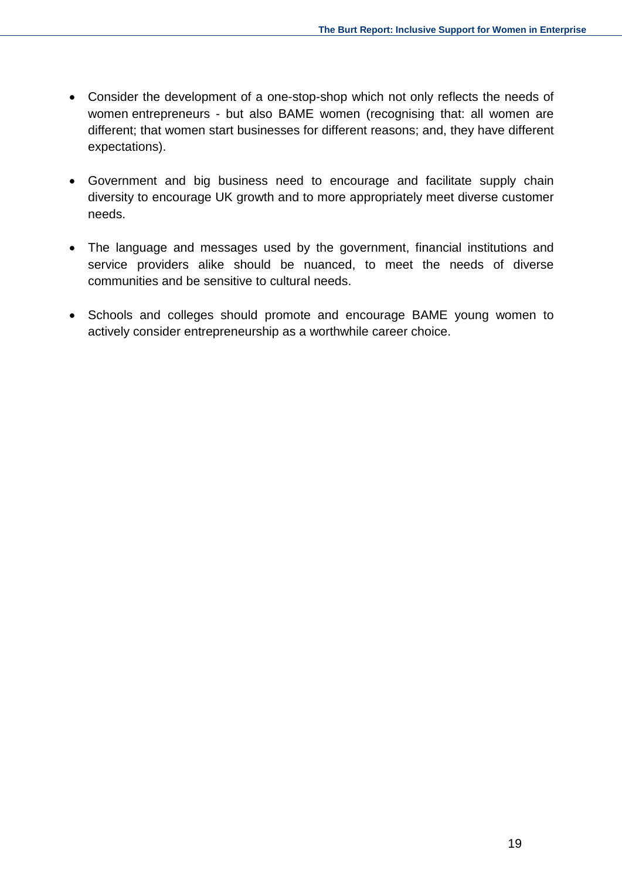- Consider the development of a one-stop-shop which not only reflects the needs of women entrepreneurs - but also BAME women (recognising that: all women are different; that women start businesses for different reasons; and, they have different expectations).

- Government and big business need to encourage and facilitate supply chain diversity to encourage UK growth and to more appropriately meet diverse customer needs.

- The language and messages used by the government, financial institutions and service providers alike should be nuanced, to meet the needs of diverse communities and be sensitive to cultural needs.

- Schools and colleges should promote and encourage BAME young women to actively consider entrepreneurship as a worthwhile career choice.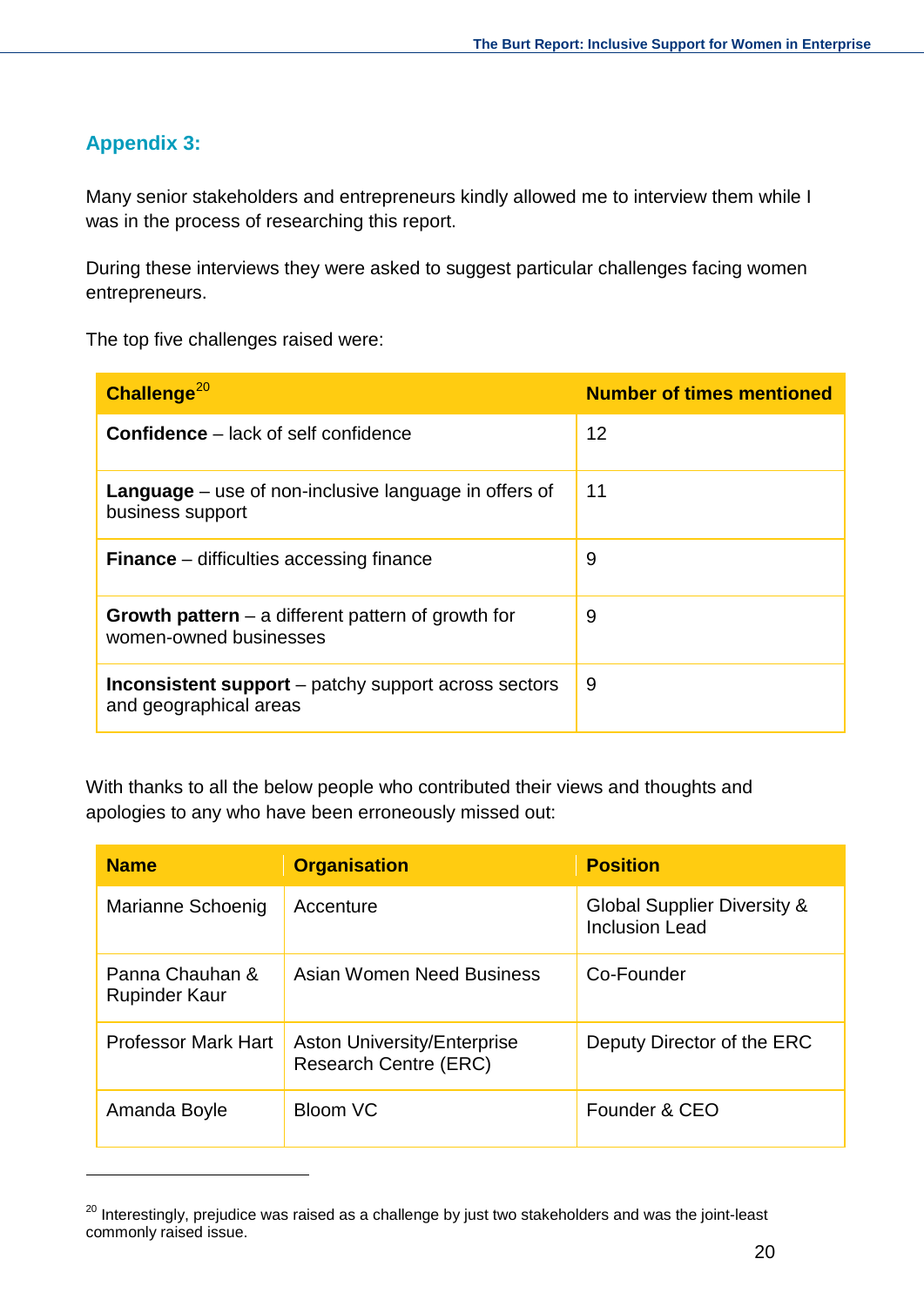## Appendix 3:

Many senior stakeholders and entrepreneurs kindly allowed me to interview them while I was in the process of researching this report.

During these interviews they were asked to suggest particular challenges facing women entrepreneurs.

The top five challenges raised were:

| Challenge[20] | Number of times mentioned |
|---|---|
| **Confidence** – lack of self confidence | 12 |
| **Language** – use of non-inclusive language in offers of business support | 11 |
| **Finance** – difficulties accessing finance | 9 |
| **Growth pattern** – a different pattern of growth for women-owned businesses | 9 |
| **Inconsistent support** – patchy support across sectors and geographical areas | 9 |

With thanks to all the below people who contributed their views and thoughts and apologies to any who have been erroneously missed out:

| Name | Organisation | Position |
|---|---|---|
| Marianne Schoenig | Accenture | Global Supplier Diversity & Inclusion Lead |
| Panna Chauhan & Rupinder Kaur | Asian Women Need Business | Co-Founder |
| Professor Mark Hart | Aston University/Enterprise Research Centre (ERC) | Deputy Director of the ERC |
| Amanda Boyle | Bloom VC | Founder & CEO |

[20] Interestingly, prejudice was raised as a challenge by just two stakeholders and was the joint-least commonly raised issue.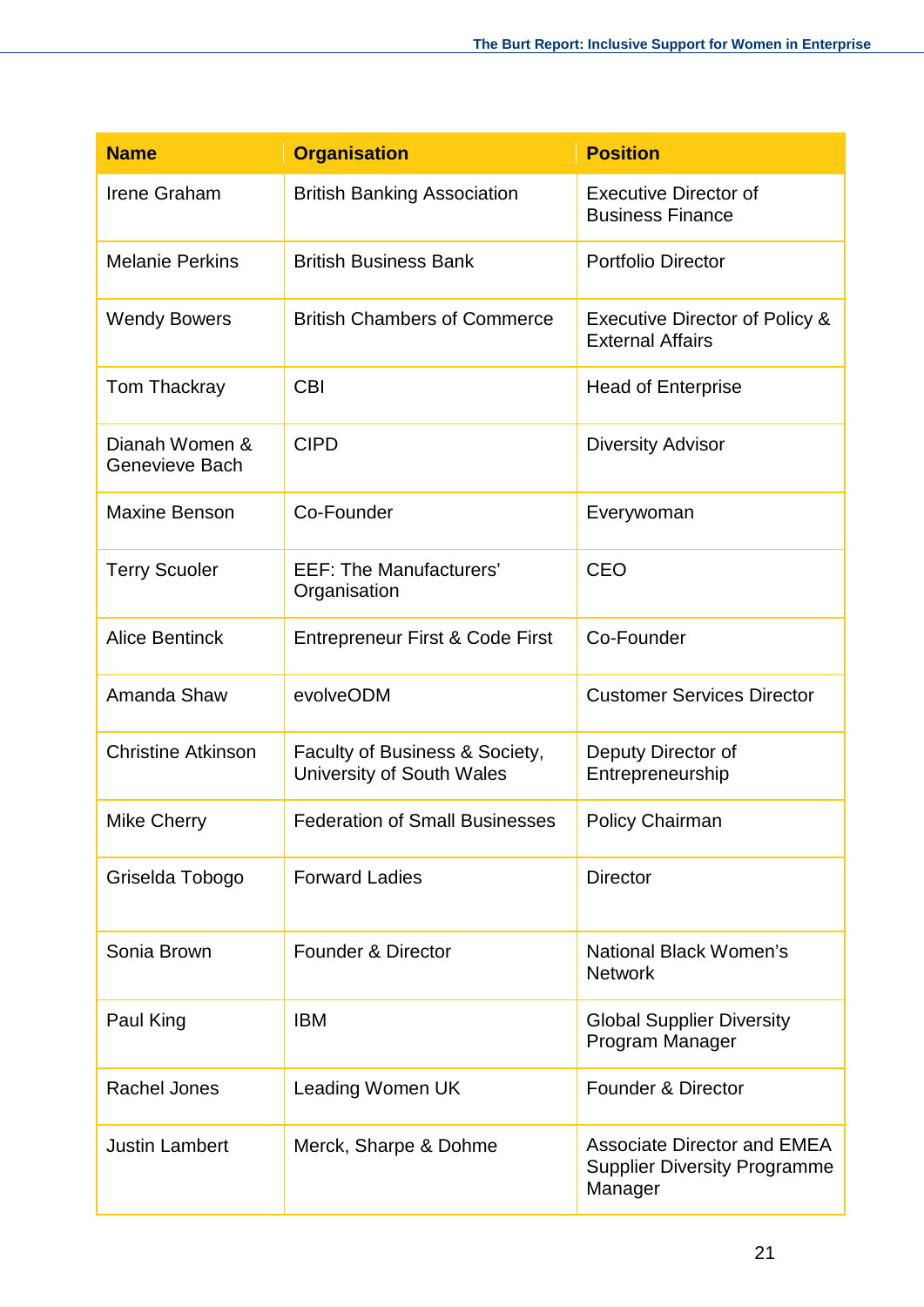| Name | Organisation | Position |
| --- | --- | --- |
| Irene Graham | British Banking Association | Executive Director of Business Finance |
| Melanie Perkins | British Business Bank | Portfolio Director |
| Wendy Bowers | British Chambers of Commerce | Executive Director of Policy & External Affairs |
| Tom Thackray | CBI | Head of Enterprise |
| Dianah Women & Genevieve Bach | CIPD | Diversity Advisor |
| Maxine Benson | Co-Founder | Everywoman |
| Terry Scuoler | EEF: The Manufacturers' Organisation | CEO |
| Alice Bentinck | Entrepreneur First & Code First | Co-Founder |
| Amanda Shaw | evolveODM | Customer Services Director |
| Christine Atkinson | Faculty of Business & Society, University of South Wales | Deputy Director of Entrepreneurship |
| Mike Cherry | Federation of Small Businesses | Policy Chairman |
| Griselda Tobogo | Forward Ladies | Director |
| Sonia Brown | Founder & Director | National Black Women's Network |
| Paul King | IBM | Global Supplier Diversity Program Manager |
| Rachel Jones | Leading Women UK | Founder & Director |
| Justin Lambert | Merck, Sharpe & Dohme | Associate Director and EMEA Supplier Diversity Programme Manager |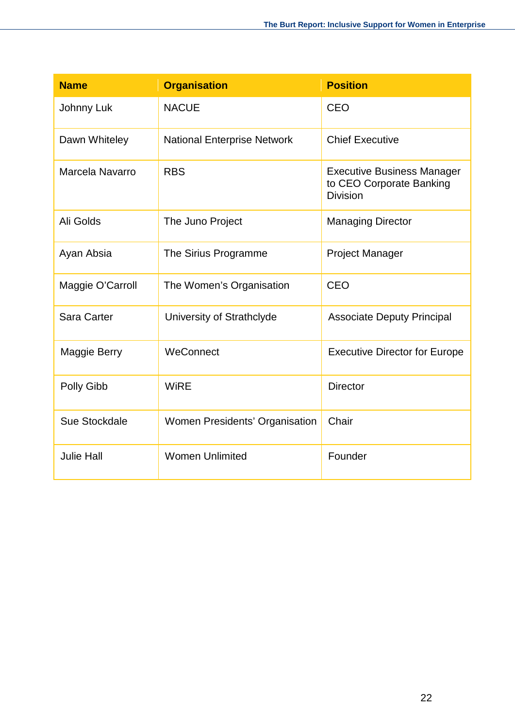| Name | Organisation | Position |
| --- | --- | --- |
| Johnny Luk | NACUE | CEO |
| Dawn Whiteley | National Enterprise Network | Chief Executive |
| Marcela Navarro | RBS | Executive Business Manager to CEO Corporate Banking Division |
| Ali Golds | The Juno Project | Managing Director |
| Ayan Absia | The Sirius Programme | Project Manager |
| Maggie O'Carroll | The Women's Organisation | CEO |
| Sara Carter | University of Strathclyde | Associate Deputy Principal |
| Maggie Berry | WeConnect | Executive Director for Europe |
| Polly Gibb | WiRE | Director |
| Sue Stockdale | Women Presidents' Organisation | Chair |
| Julie Hall | Women Unlimited | Founder |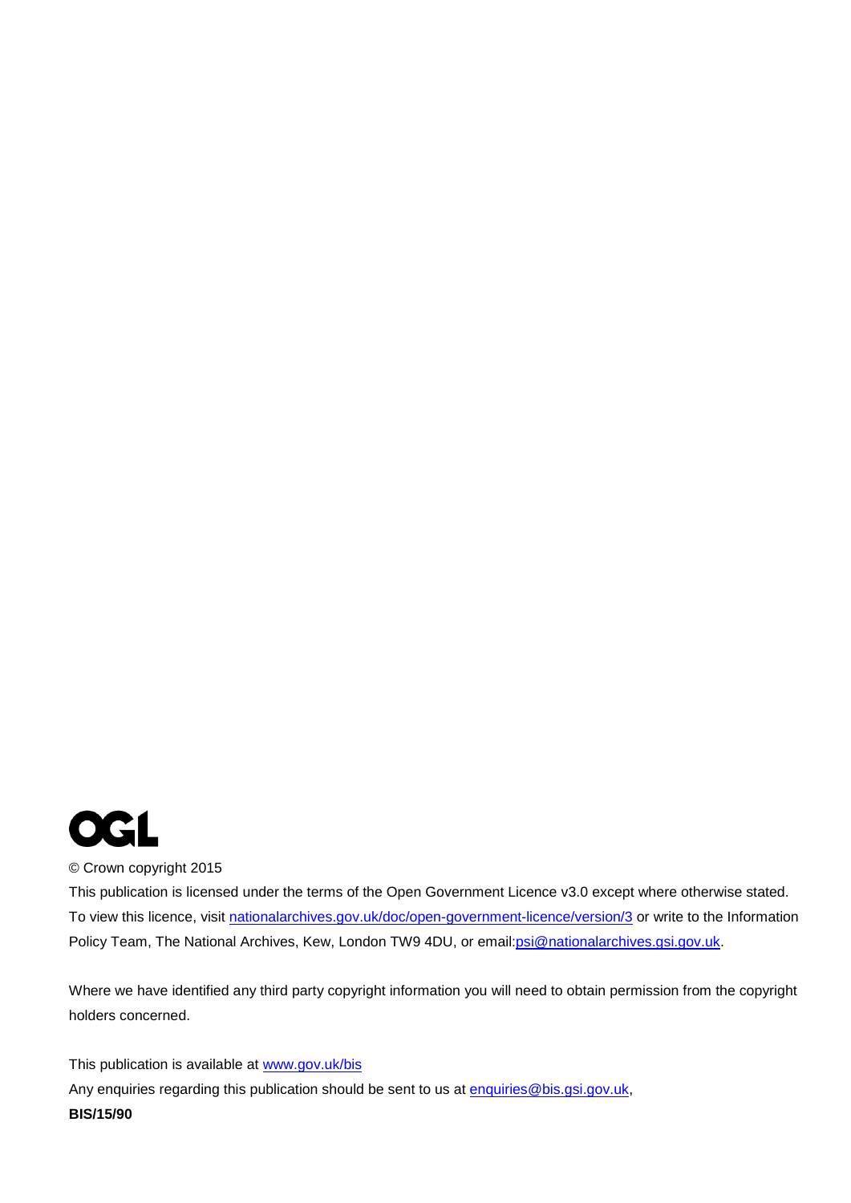OGL

© Crown copyright 2015

This publication is licensed under the terms of the Open Government Licence v3.0 except where otherwise stated. To view this licence, visit nationalarchives.gov.uk/doc/open-government-licence/version/3 or write to the Information Policy Team, The National Archives, Kew, London TW9 4DU, or email:psi@nationalarchives.gsi.gov.uk.

Where we have identified any third party copyright information you will need to obtain permission from the copyright holders concerned.

This publication is available at www.gov.uk/bis

Any enquiries regarding this publication should be sent to us at enquiries@bis.gsi.gov.uk,

**BIS/15/90**